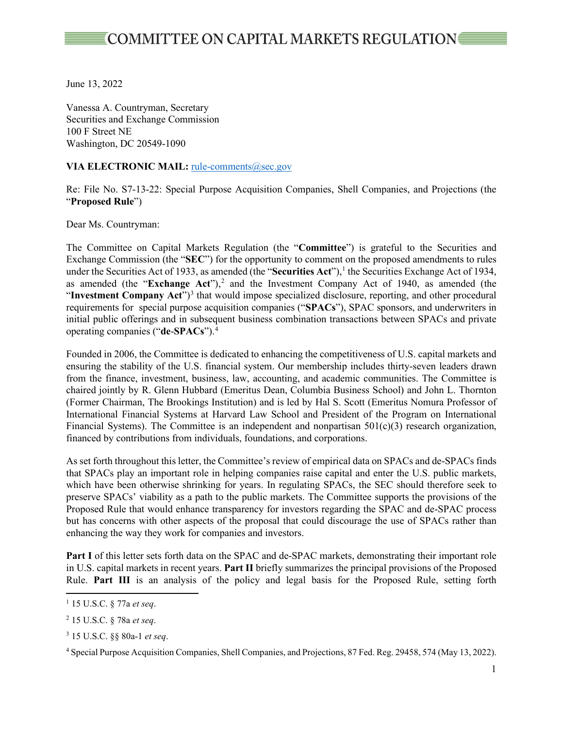# COMMITTEE ON CAPITAL MARKETS REGULATION

June 13, 2022

Vanessa A. Countryman, Secretary
Securities and Exchange Commission
100 F Street NE
Washington, DC 20549-1090

**VIA ELECTRONIC MAIL:** rule-comments@sec.gov

Re: File No. S7-13-22: Special Purpose Acquisition Companies, Shell Companies, and Projections (the "**Proposed Rule**")

Dear Ms. Countryman:

The Committee on Capital Markets Regulation (the "**Committee**") is grateful to the Securities and Exchange Commission (the "**SEC**") for the opportunity to comment on the proposed amendments to rules under the Securities Act of 1933, as amended (the "**Securities Act**"),[1] the Securities Exchange Act of 1934, as amended (the "**Exchange Act**"),[2] and the Investment Company Act of 1940, as amended (the "**Investment Company Act**")[3] that would impose specialized disclosure, reporting, and other procedural requirements for special purpose acquisition companies ("**SPACs**"), SPAC sponsors, and underwriters in initial public offerings and in subsequent business combination transactions between SPACs and private operating companies ("**de-SPACs**").[4]

Founded in 2006, the Committee is dedicated to enhancing the competitiveness of U.S. capital markets and ensuring the stability of the U.S. financial system. Our membership includes thirty-seven leaders drawn from the finance, investment, business, law, accounting, and academic communities. The Committee is chaired jointly by R. Glenn Hubbard (Emeritus Dean, Columbia Business School) and John L. Thornton (Former Chairman, The Brookings Institution) and is led by Hal S. Scott (Emeritus Nomura Professor of International Financial Systems at Harvard Law School and President of the Program on International Financial Systems). The Committee is an independent and nonpartisan 501(c)(3) research organization, financed by contributions from individuals, foundations, and corporations.

As set forth throughout this letter, the Committee's review of empirical data on SPACs and de-SPACs finds that SPACs play an important role in helping companies raise capital and enter the U.S. public markets, which have been otherwise shrinking for years. In regulating SPACs, the SEC should therefore seek to preserve SPACs' viability as a path to the public markets. The Committee supports the provisions of the Proposed Rule that would enhance transparency for investors regarding the SPAC and de-SPAC process but has concerns with other aspects of the proposal that could discourage the use of SPACs rather than enhancing the way they work for companies and investors.

**Part I** of this letter sets forth data on the SPAC and de-SPAC markets, demonstrating their important role in U.S. capital markets in recent years. **Part II** briefly summarizes the principal provisions of the Proposed Rule. **Part III** is an analysis of the policy and legal basis for the Proposed Rule, setting forth

---

[1] 15 U.S.C. § 77a *et seq*.

[2] 15 U.S.C. § 78a *et seq*.

[3] 15 U.S.C. §§ 80a-1 *et seq*.

[4] Special Purpose Acquisition Companies, Shell Companies, and Projections, 87 Fed. Reg. 29458, 574 (May 13, 2022).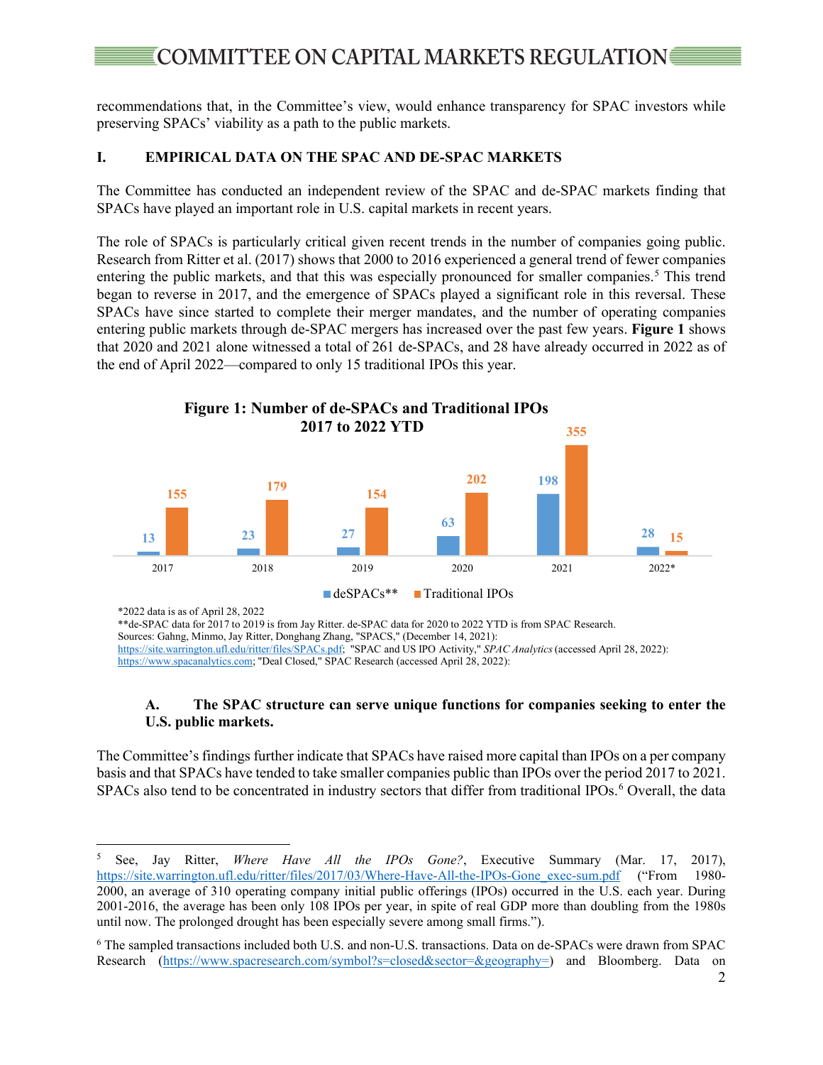recommendations that, in the Committee's view, would enhance transparency for SPAC investors while preserving SPACs' viability as a path to the public markets.

## I. EMPIRICAL DATA ON THE SPAC AND DE-SPAC MARKETS

The Committee has conducted an independent review of the SPAC and de-SPAC markets finding that SPACs have played an important role in U.S. capital markets in recent years.

The role of SPACs is particularly critical given recent trends in the number of companies going public. Research from Ritter et al. (2017) shows that 2000 to 2016 experienced a general trend of fewer companies entering the public markets, and that this was especially pronounced for smaller companies.[5] This trend began to reverse in 2017, and the emergence of SPACs played a significant role in this reversal. These SPACs have since started to complete their merger mandates, and the number of operating companies entering public markets through de-SPAC mergers has increased over the past few years. **Figure 1** shows that 2020 and 2021 alone witnessed a total of 261 de-SPACs, and 28 have already occurred in 2022 as of the end of April 2022—compared to only 15 traditional IPOs this year.

**Figure 1: Number of de-SPACs and Traditional IPOs 2017 to 2022 YTD**

| Year | deSPACs** | Traditional IPOs |
|---|---|---|
| 2017 | 13 | 155 |
| 2018 | 23 | 179 |
| 2019 | 27 | 154 |
| 2020 | 63 | 202 |
| 2021 | 198 | 355 |
| 2022* | 28 | 15 |

*2022 data is as of April 28, 2022
**de-SPAC data for 2017 to 2019 is from Jay Ritter. de-SPAC data for 2020 to 2022 YTD is from SPAC Research.
Sources: Gahng, Minmo, Jay Ritter, Donghang Zhang, "SPACS," (December 14, 2021): https://site.warrington.ufl.edu/ritter/files/SPACs.pdf; "SPAC and US IPO Activity," *SPAC Analytics* (accessed April 28, 2022): https://www.spacanalytics.com; "Deal Closed," SPAC Research (accessed April 28, 2022):

### A. The SPAC structure can serve unique functions for companies seeking to enter the U.S. public markets.

The Committee's findings further indicate that SPACs have raised more capital than IPOs on a per company basis and that SPACs have tended to take smaller companies public than IPOs over the period 2017 to 2021. SPACs also tend to be concentrated in industry sectors that differ from traditional IPOs.[6] Overall, the data

---

[5] See, Jay Ritter, *Where Have All the IPOs Gone?*, Executive Summary (Mar. 17, 2017), https://site.warrington.ufl.edu/ritter/files/2017/03/Where-Have-All-the-IPOs-Gone_exec-sum.pdf ("From 1980-2000, an average of 310 operating company initial public offerings (IPOs) occurred in the U.S. each year. During 2001-2016, the average has been only 108 IPOs per year, in spite of real GDP more than doubling from the 1980s until now. The prolonged drought has been especially severe among small firms.").

[6] The sampled transactions included both U.S. and non-U.S. transactions. Data on de-SPACs were drawn from SPAC Research (https://www.spacresearch.com/symbol?s=closed&sector=&geography=) and Bloomberg. Data on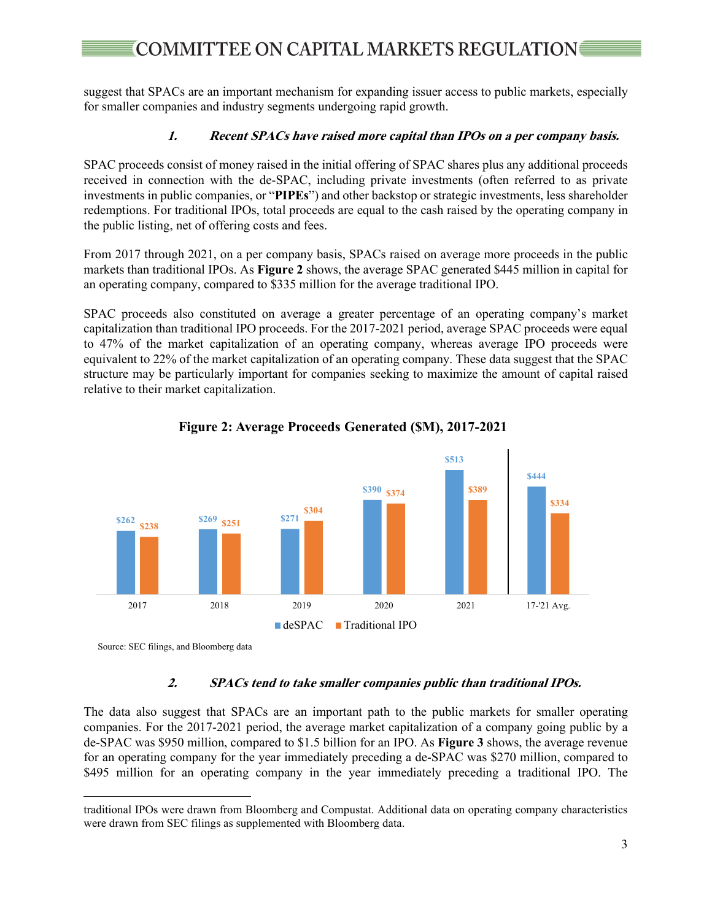suggest that SPACs are an important mechanism for expanding issuer access to public markets, especially for smaller companies and industry segments undergoing rapid growth.

### *1. Recent SPACs have raised more capital than IPOs on a per company basis.*

SPAC proceeds consist of money raised in the initial offering of SPAC shares plus any additional proceeds received in connection with the de-SPAC, including private investments (often referred to as private investments in public companies, or "**PIPEs**") and other backstop or strategic investments, less shareholder redemptions. For traditional IPOs, total proceeds are equal to the cash raised by the operating company in the public listing, net of offering costs and fees.

From 2017 through 2021, on a per company basis, SPACs raised on average more proceeds in the public markets than traditional IPOs. As **Figure 2** shows, the average SPAC generated $445 million in capital for an operating company, compared to $335 million for the average traditional IPO.

SPAC proceeds also constituted on average a greater percentage of an operating company's market capitalization than traditional IPO proceeds. For the 2017-2021 period, average SPAC proceeds were equal to 47% of the market capitalization of an operating company, whereas average IPO proceeds were equivalent to 22% of the market capitalization of an operating company. These data suggest that the SPAC structure may be particularly important for companies seeking to maximize the amount of capital raised relative to their market capitalization.

**Figure 2: Average Proceeds Generated ($M), 2017-2021**

| | deSPAC | Traditional IPO |
|---|---|---|
| 2017 | $262 | $238 |
| 2018 | $269 | $251 |
| 2019 | $271 | $304 |
| 2020 | $390 | $374 |
| 2021 | $513 | $389 |
| 17-'21 Avg. | $444 | $334 |

Source: SEC filings, and Bloomberg data

### *2. SPACs tend to take smaller companies public than traditional IPOs.*

The data also suggest that SPACs are an important path to the public markets for smaller operating companies. For the 2017-2021 period, the average market capitalization of a company going public by a de-SPAC was $950 million, compared to $1.5 billion for an IPO. As **Figure 3** shows, the average revenue for an operating company for the year immediately preceding a de-SPAC was $270 million, compared to $495 million for an operating company in the year immediately preceding a traditional IPO. The

traditional IPOs were drawn from Bloomberg and Compustat. Additional data on operating company characteristics were drawn from SEC filings as supplemented with Bloomberg data.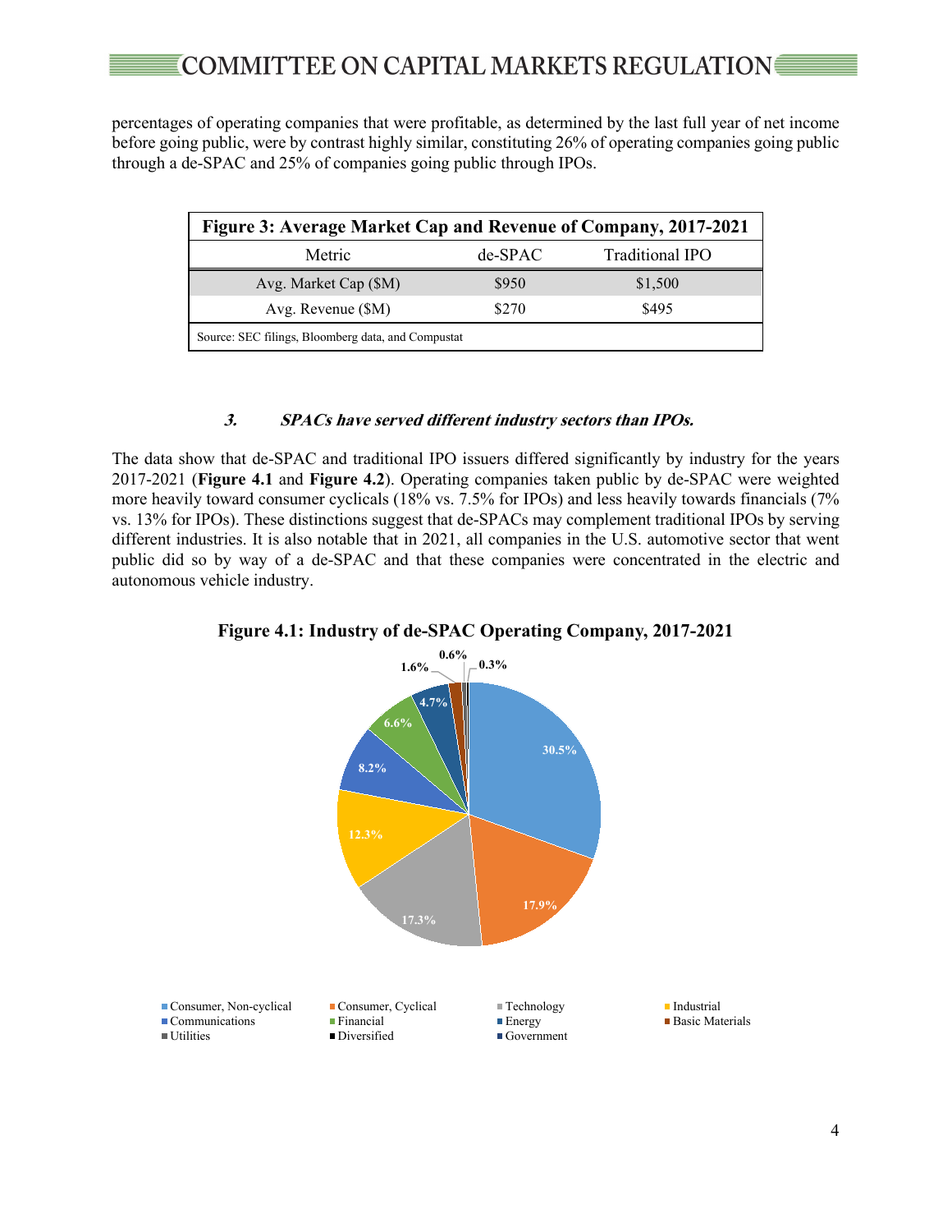percentages of operating companies that were profitable, as determined by the last full year of net income before going public, were by contrast highly similar, constituting 26% of operating companies going public through a de-SPAC and 25% of companies going public through IPOs.

| **Figure 3: Average Market Cap and Revenue of Company, 2017-2021** | | |
|---|---|---|
| Metric | de-SPAC | Traditional IPO |
| Avg. Market Cap ($M) | $950 | $1,500 |
| Avg. Revenue ($M) | $270 | $495 |

Source: SEC filings, Bloomberg data, and Compustat

### ***3. SPACs have served different industry sectors than IPOs.***

The data show that de-SPAC and traditional IPO issuers differed significantly by industry for the years 2017-2021 (**Figure 4.1** and **Figure 4.2**). Operating companies taken public by de-SPAC were weighted more heavily toward consumer cyclicals (18% vs. 7.5% for IPOs) and less heavily towards financials (7% vs. 13% for IPOs). These distinctions suggest that de-SPACs may complement traditional IPOs by serving different industries. It is also notable that in 2021, all companies in the U.S. automotive sector that went public did so by way of a de-SPAC and that these companies were concentrated in the electric and autonomous vehicle industry.

**Figure 4.1: Industry of de-SPAC Operating Company, 2017-2021**

| Industry | Share |
|---|---|
| Consumer, Non-cyclical | 30.5% |
| Consumer, Cyclical | 17.9% |
| Technology | 17.3% |
| Industrial | 12.3% |
| Communications | 8.2% |
| Financial | 6.6% |
| Energy | 4.7% |
| Basic Materials | 1.6% |
| Utilities | 0.6% |
| Diversified | 0.3% |
| Government | |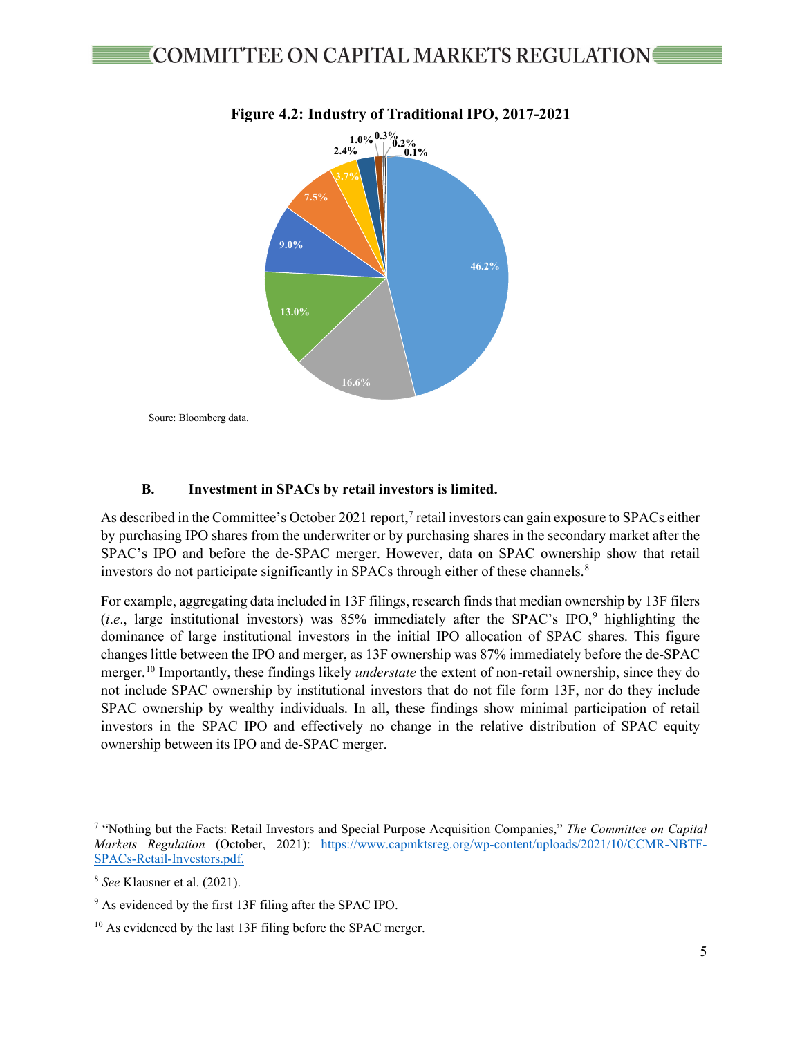**Figure 4.2: Industry of Traditional IPO, 2017-2021**

46.2%, 16.6%, 13.0%, 9.0%, 7.5%, 3.7%, 2.4%, 1.0%, 0.3%, 0.2%, 0.1%

Soure: Bloomberg data.

### B. Investment in SPACs by retail investors is limited.

As described in the Committee's October 2021 report,[7] retail investors can gain exposure to SPACs either by purchasing IPO shares from the underwriter or by purchasing shares in the secondary market after the SPAC's IPO and before the de-SPAC merger. However, data on SPAC ownership show that retail investors do not participate significantly in SPACs through either of these channels.[8]

For example, aggregating data included in 13F filings, research finds that median ownership by 13F filers (*i.e.*, large institutional investors) was 85% immediately after the SPAC's IPO,[9] highlighting the dominance of large institutional investors in the initial IPO allocation of SPAC shares. This figure changes little between the IPO and merger, as 13F ownership was 87% immediately before the de-SPAC merger.[10] Importantly, these findings likely *understate* the extent of non-retail ownership, since they do not include SPAC ownership by institutional investors that do not file form 13F, nor do they include SPAC ownership by wealthy individuals. In all, these findings show minimal participation of retail investors in the SPAC IPO and effectively no change in the relative distribution of SPAC equity ownership between its IPO and de-SPAC merger.

---

[7] "Nothing but the Facts: Retail Investors and Special Purpose Acquisition Companies," *The Committee on Capital Markets Regulation* (October, 2021): https://www.capmktsreg.org/wp-content/uploads/2021/10/CCMR-NBTF-SPACs-Retail-Investors.pdf.

[8] *See* Klausner et al. (2021).

[9] As evidenced by the first 13F filing after the SPAC IPO.

[10] As evidenced by the last 13F filing before the SPAC merger.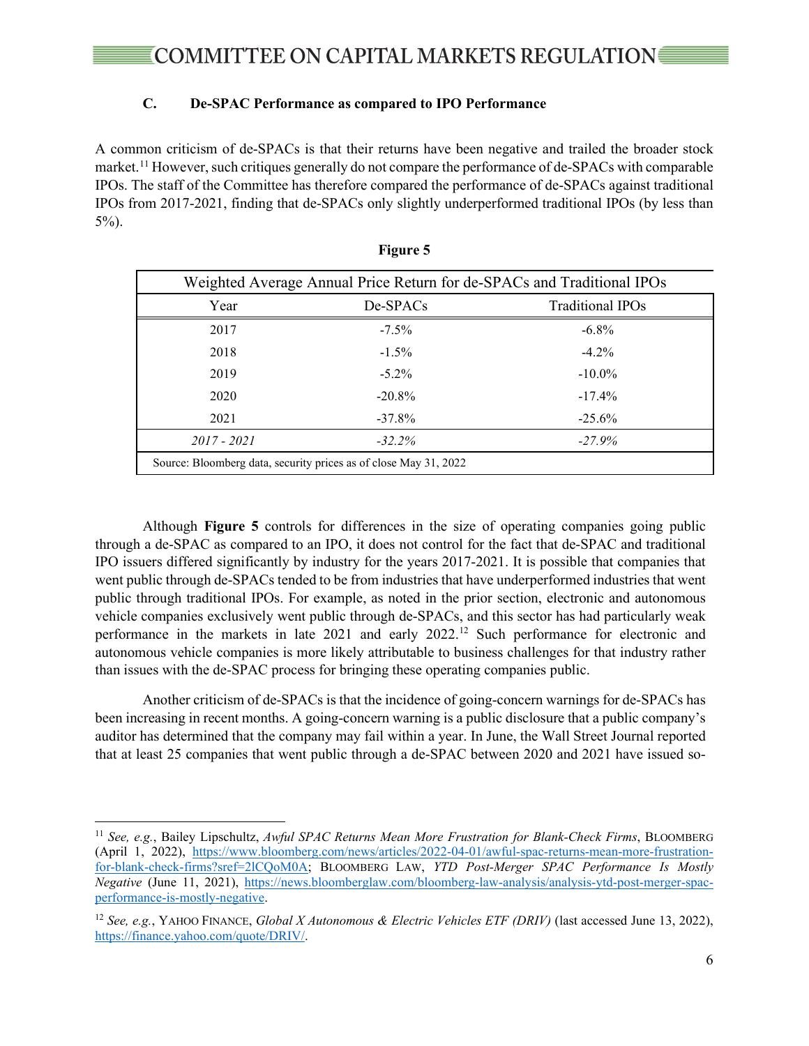### C. De-SPAC Performance as compared to IPO Performance

A common criticism of de-SPACs is that their returns have been negative and trailed the broader stock market.[11] However, such critiques generally do not compare the performance of de-SPACs with comparable IPOs. The staff of the Committee has therefore compared the performance of de-SPACs against traditional IPOs from 2017-2021, finding that de-SPACs only slightly underperformed traditional IPOs (by less than 5%).

**Figure 5**

| Weighted Average Annual Price Return for de-SPACs and Traditional IPOs | | |
|---|---|---|
| Year | De-SPACs | Traditional IPOs |
| 2017 | -7.5% | -6.8% |
| 2018 | -1.5% | -4.2% |
| 2019 | -5.2% | -10.0% |
| 2020 | -20.8% | -17.4% |
| 2021 | -37.8% | -25.6% |
| *2017 - 2021* | *-32.2%* | *-27.9%* |
| Source: Bloomberg data, security prices as of close May 31, 2022 | | |

Although **Figure 5** controls for differences in the size of operating companies going public through a de-SPAC as compared to an IPO, it does not control for the fact that de-SPAC and traditional IPO issuers differed significantly by industry for the years 2017-2021. It is possible that companies that went public through de-SPACs tended to be from industries that have underperformed industries that went public through traditional IPOs. For example, as noted in the prior section, electronic and autonomous vehicle companies exclusively went public through de-SPACs, and this sector has had particularly weak performance in the markets in late 2021 and early 2022.[12] Such performance for electronic and autonomous vehicle companies is more likely attributable to business challenges for that industry rather than issues with the de-SPAC process for bringing these operating companies public.

Another criticism of de-SPACs is that the incidence of going-concern warnings for de-SPACs has been increasing in recent months. A going-concern warning is a public disclosure that a public company's auditor has determined that the company may fail within a year. In June, the Wall Street Journal reported that at least 25 companies that went public through a de-SPAC between 2020 and 2021 have issued so-

---

[11] *See, e.g.*, Bailey Lipschultz, *Awful SPAC Returns Mean More Frustration for Blank-Check Firms*, BLOOMBERG (April 1, 2022), https://www.bloomberg.com/news/articles/2022-04-01/awful-spac-returns-mean-more-frustration-for-blank-check-firms?sref=2lCQoM0A; BLOOMBERG LAW, *YTD Post-Merger SPAC Performance Is Mostly Negative* (June 11, 2021), https://news.bloomberglaw.com/bloomberg-law-analysis/analysis-ytd-post-merger-spac-performance-is-mostly-negative.

[12] *See, e.g.*, YAHOO FINANCE, *Global X Autonomous & Electric Vehicles ETF (DRIV)* (last accessed June 13, 2022), https://finance.yahoo.com/quote/DRIV/.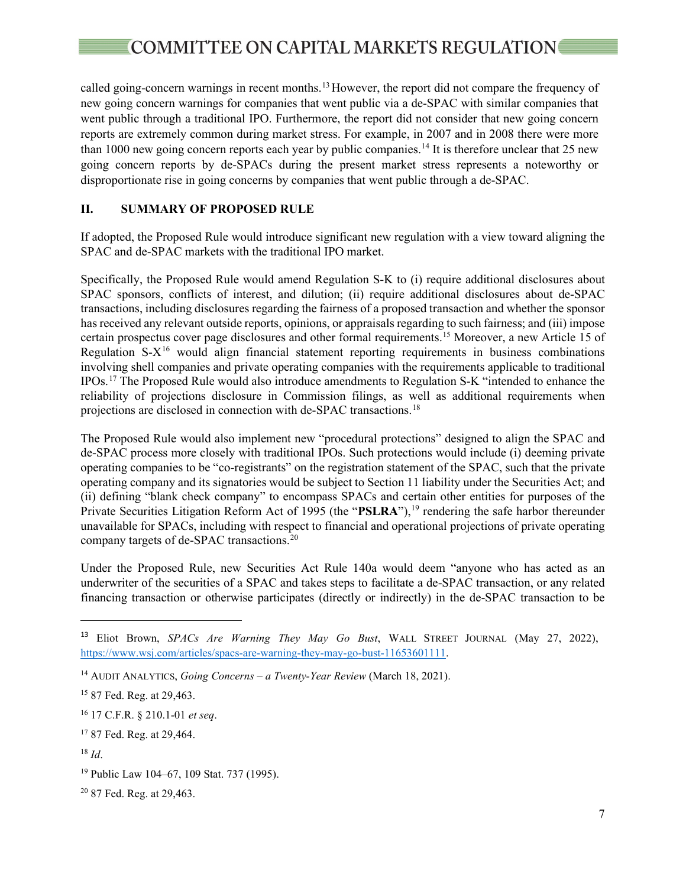called going-concern warnings in recent months.[13] However, the report did not compare the frequency of new going concern warnings for companies that went public via a de-SPAC with similar companies that went public through a traditional IPO. Furthermore, the report did not consider that new going concern reports are extremely common during market stress. For example, in 2007 and in 2008 there were more than 1000 new going concern reports each year by public companies.[14] It is therefore unclear that 25 new going concern reports by de-SPACs during the present market stress represents a noteworthy or disproportionate rise in going concerns by companies that went public through a de-SPAC.

## II. SUMMARY OF PROPOSED RULE

If adopted, the Proposed Rule would introduce significant new regulation with a view toward aligning the SPAC and de-SPAC markets with the traditional IPO market.

Specifically, the Proposed Rule would amend Regulation S-K to (i) require additional disclosures about SPAC sponsors, conflicts of interest, and dilution; (ii) require additional disclosures about de-SPAC transactions, including disclosures regarding the fairness of a proposed transaction and whether the sponsor has received any relevant outside reports, opinions, or appraisals regarding to such fairness; and (iii) impose certain prospectus cover page disclosures and other formal requirements.[15] Moreover, a new Article 15 of Regulation S-X[16] would align financial statement reporting requirements in business combinations involving shell companies and private operating companies with the requirements applicable to traditional IPOs.[17] The Proposed Rule would also introduce amendments to Regulation S-K "intended to enhance the reliability of projections disclosure in Commission filings, as well as additional requirements when projections are disclosed in connection with de-SPAC transactions.[18]

The Proposed Rule would also implement new "procedural protections" designed to align the SPAC and de-SPAC process more closely with traditional IPOs. Such protections would include (i) deeming private operating companies to be "co-registrants" on the registration statement of the SPAC, such that the private operating company and its signatories would be subject to Section 11 liability under the Securities Act; and (ii) defining "blank check company" to encompass SPACs and certain other entities for purposes of the Private Securities Litigation Reform Act of 1995 (the "**PSLRA**"),[19] rendering the safe harbor thereunder unavailable for SPACs, including with respect to financial and operational projections of private operating company targets of de-SPAC transactions.[20]

Under the Proposed Rule, new Securities Act Rule 140a would deem "anyone who has acted as an underwriter of the securities of a SPAC and takes steps to facilitate a de-SPAC transaction, or any related financing transaction or otherwise participates (directly or indirectly) in the de-SPAC transaction to be

---

[13] Eliot Brown, *SPACs Are Warning They May Go Bust*, WALL STREET JOURNAL (May 27, 2022), https://www.wsj.com/articles/spacs-are-warning-they-may-go-bust-11653601111.

[14] AUDIT ANALYTICS, *Going Concerns – a Twenty-Year Review* (March 18, 2021).

[15] 87 Fed. Reg. at 29,463.

[16] 17 C.F.R. § 210.1-01 *et seq*.

[17] 87 Fed. Reg. at 29,464.

[18] *Id*.

[19] Public Law 104–67, 109 Stat. 737 (1995).

[20] 87 Fed. Reg. at 29,463.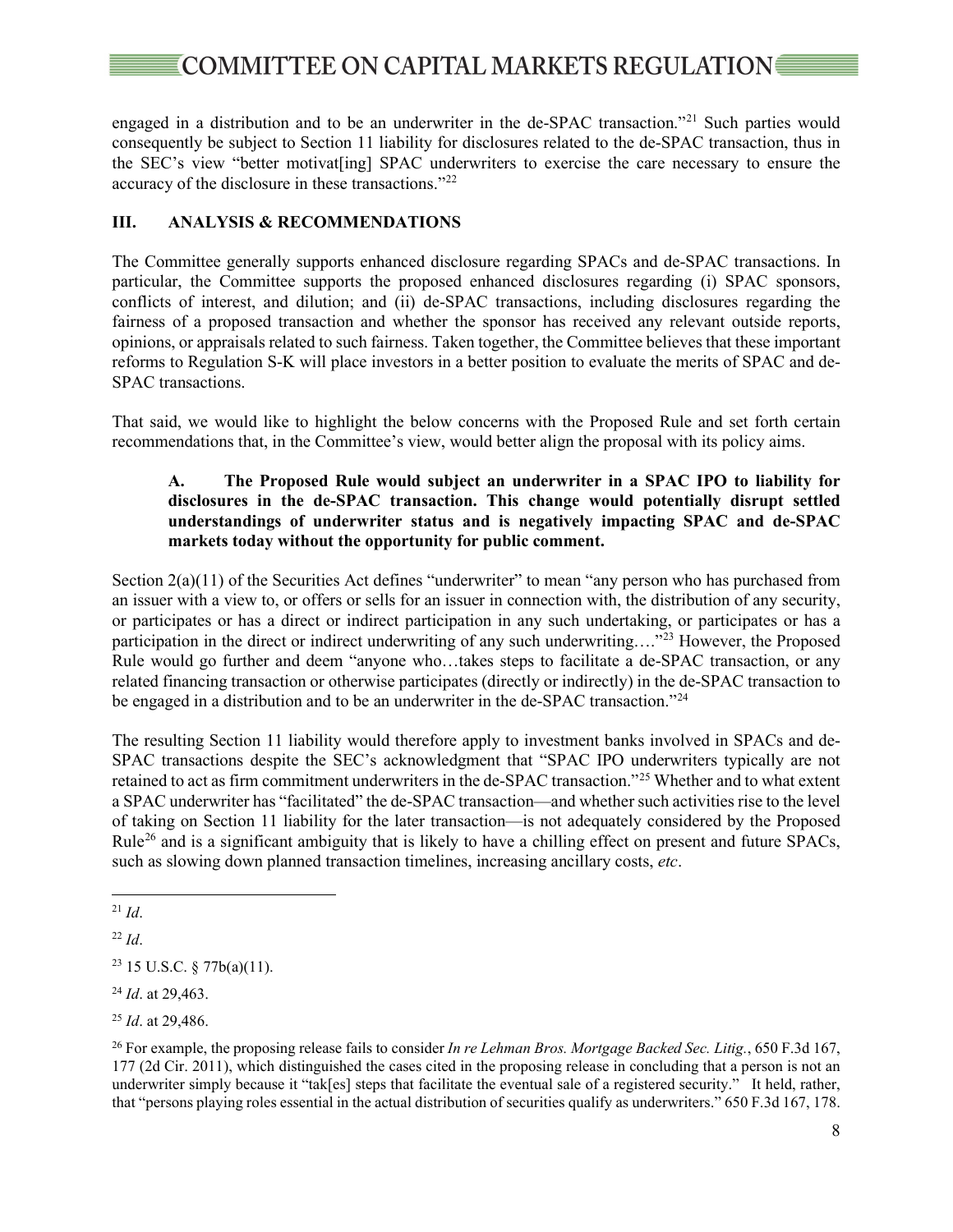engaged in a distribution and to be an underwriter in the de-SPAC transaction."[21] Such parties would consequently be subject to Section 11 liability for disclosures related to the de-SPAC transaction, thus in the SEC's view "better motivat[ing] SPAC underwriters to exercise the care necessary to ensure the accuracy of the disclosure in these transactions."[22]

## III. ANALYSIS & RECOMMENDATIONS

The Committee generally supports enhanced disclosure regarding SPACs and de-SPAC transactions. In particular, the Committee supports the proposed enhanced disclosures regarding (i) SPAC sponsors, conflicts of interest, and dilution; and (ii) de-SPAC transactions, including disclosures regarding the fairness of a proposed transaction and whether the sponsor has received any relevant outside reports, opinions, or appraisals related to such fairness. Taken together, the Committee believes that these important reforms to Regulation S-K will place investors in a better position to evaluate the merits of SPAC and de-SPAC transactions.

That said, we would like to highlight the below concerns with the Proposed Rule and set forth certain recommendations that, in the Committee's view, would better align the proposal with its policy aims.

### A. The Proposed Rule would subject an underwriter in a SPAC IPO to liability for disclosures in the de-SPAC transaction. This change would potentially disrupt settled understandings of underwriter status and is negatively impacting SPAC and de-SPAC markets today without the opportunity for public comment.

Section 2(a)(11) of the Securities Act defines "underwriter" to mean "any person who has purchased from an issuer with a view to, or offers or sells for an issuer in connection with, the distribution of any security, or participates or has a direct or indirect participation in any such undertaking, or participates or has a participation in the direct or indirect underwriting of any such underwriting…."[23] However, the Proposed Rule would go further and deem "anyone who…takes steps to facilitate a de-SPAC transaction, or any related financing transaction or otherwise participates (directly or indirectly) in the de-SPAC transaction to be engaged in a distribution and to be an underwriter in the de-SPAC transaction."[24]

The resulting Section 11 liability would therefore apply to investment banks involved in SPACs and de-SPAC transactions despite the SEC's acknowledgment that "SPAC IPO underwriters typically are not retained to act as firm commitment underwriters in the de-SPAC transaction."[25] Whether and to what extent a SPAC underwriter has "facilitated" the de-SPAC transaction—and whether such activities rise to the level of taking on Section 11 liability for the later transaction—is not adequately considered by the Proposed Rule[26] and is a significant ambiguity that is likely to have a chilling effect on present and future SPACs, such as slowing down planned transaction timelines, increasing ancillary costs, *etc*.

---

[21] *Id*.

[22] *Id*.

[23] 15 U.S.C. § 77b(a)(11).

[24] *Id*. at 29,463.

[25] *Id*. at 29,486.

[26] For example, the proposing release fails to consider *In re Lehman Bros. Mortgage Backed Sec. Litig.*, 650 F.3d 167, 177 (2d Cir. 2011), which distinguished the cases cited in the proposing release in concluding that a person is not an underwriter simply because it "tak[es] steps that facilitate the eventual sale of a registered security." It held, rather, that "persons playing roles essential in the actual distribution of securities qualify as underwriters." 650 F.3d 167, 178.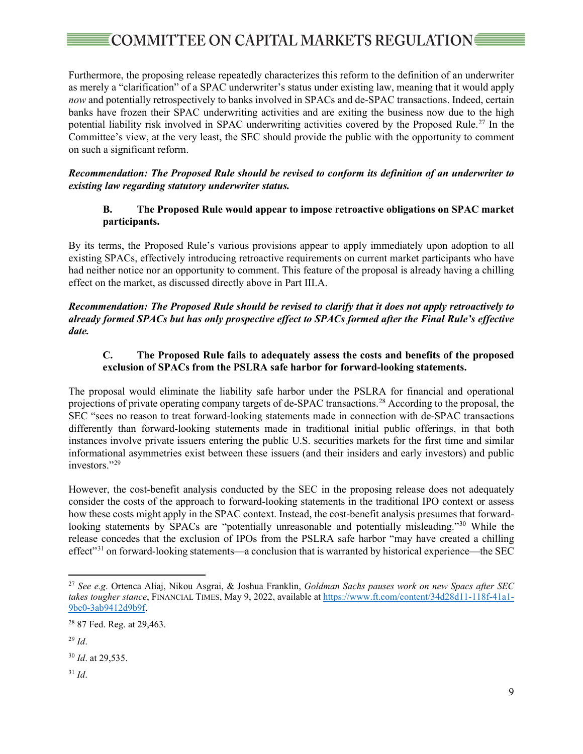Furthermore, the proposing release repeatedly characterizes this reform to the definition of an underwriter as merely a "clarification" of a SPAC underwriter's status under existing law, meaning that it would apply *now* and potentially retrospectively to banks involved in SPACs and de-SPAC transactions. Indeed, certain banks have frozen their SPAC underwriting activities and are exiting the business now due to the high potential liability risk involved in SPAC underwriting activities covered by the Proposed Rule.[27] In the Committee's view, at the very least, the SEC should provide the public with the opportunity to comment on such a significant reform.

***Recommendation: The Proposed Rule should be revised to conform its definition of an underwriter to existing law regarding statutory underwriter status.***

### B. The Proposed Rule would appear to impose retroactive obligations on SPAC market participants.

By its terms, the Proposed Rule's various provisions appear to apply immediately upon adoption to all existing SPACs, effectively introducing retroactive requirements on current market participants who have had neither notice nor an opportunity to comment. This feature of the proposal is already having a chilling effect on the market, as discussed directly above in Part III.A.

***Recommendation: The Proposed Rule should be revised to clarify that it does not apply retroactively to already formed SPACs but has only prospective effect to SPACs formed after the Final Rule's effective date.***

### C. The Proposed Rule fails to adequately assess the costs and benefits of the proposed exclusion of SPACs from the PSLRA safe harbor for forward-looking statements.

The proposal would eliminate the liability safe harbor under the PSLRA for financial and operational projections of private operating company targets of de-SPAC transactions.[28] According to the proposal, the SEC "sees no reason to treat forward-looking statements made in connection with de-SPAC transactions differently than forward-looking statements made in traditional initial public offerings, in that both instances involve private issuers entering the public U.S. securities markets for the first time and similar informational asymmetries exist between these issuers (and their insiders and early investors) and public investors."[29]

However, the cost-benefit analysis conducted by the SEC in the proposing release does not adequately consider the costs of the approach to forward-looking statements in the traditional IPO context or assess how these costs might apply in the SPAC context. Instead, the cost-benefit analysis presumes that forward-looking statements by SPACs are "potentially unreasonable and potentially misleading."[30] While the release concedes that the exclusion of IPOs from the PSLRA safe harbor "may have created a chilling effect"[31] on forward-looking statements—a conclusion that is warranted by historical experience—the SEC

---

[27] *See e.g*. Ortenca Aliaj, Nikou Asgrai, & Joshua Franklin, *Goldman Sachs pauses work on new Spacs after SEC takes tougher stance*, FINANCIAL TIMES, May 9, 2022, available at https://www.ft.com/content/34d28d11-118f-41a1-9bc0-3ab9412d9b9f.

[28] 87 Fed. Reg. at 29,463.

[29] *Id*.

[30] *Id*. at 29,535.

[31] *Id*.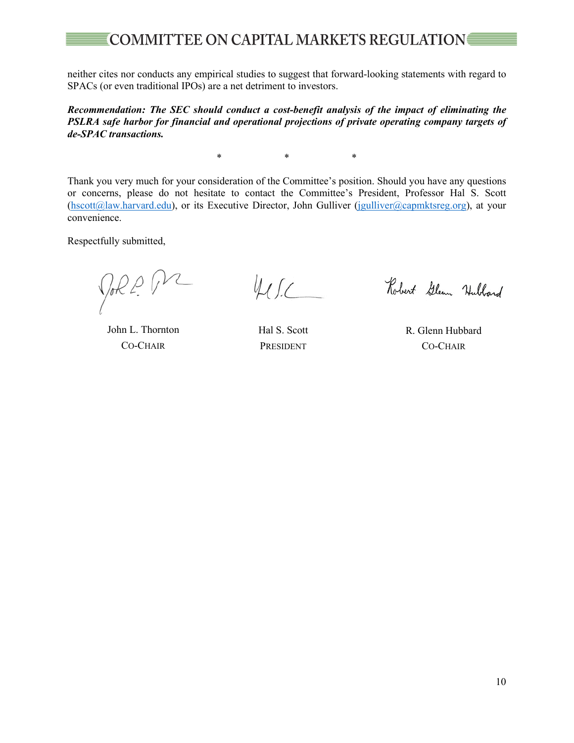neither cites nor conducts any empirical studies to suggest that forward-looking statements with regard to SPACs (or even traditional IPOs) are a net detriment to investors.

***Recommendation: The SEC should conduct a cost-benefit analysis of the impact of eliminating the PSLRA safe harbor for financial and operational projections of private operating company targets of de-SPAC transactions.***

\* \* \*

Thank you very much for your consideration of the Committee's position. Should you have any questions or concerns, please do not hesitate to contact the Committee's President, Professor Hal S. Scott (hscott@law.harvard.edu), or its Executive Director, John Gulliver (jgulliver@capmktsreg.org), at your convenience.

Respectfully submitted,

| | | |
|---|---|---|
| John L. Thornton | Hal S. Scott | R. Glenn Hubbard |
| CO-CHAIR | PRESIDENT | CO-CHAIR |